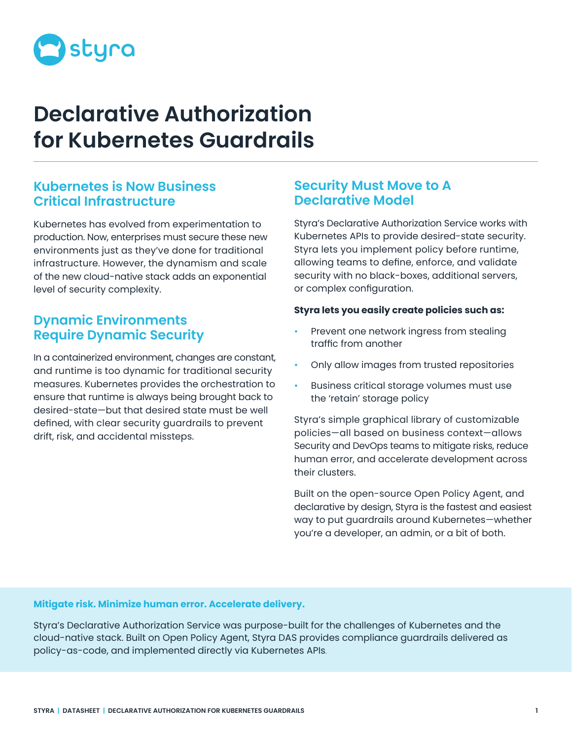styra

# Declarative Authorization for Kubernetes Guardrails

## Kubernetes is Now Business Critical Infrastructure

Kubernetes has evolved from experimentation to production. Now, enterprises must secure these new environments just as they've done for traditional infrastructure. However, the dynamism and scale of the new cloud-native stack adds an exponential level of security complexity.

## Dynamic Environments Require Dynamic Security

In a containerized environment, changes are constant, and runtime is too dynamic for traditional security measures. Kubernetes provides the orchestration to ensure that runtime is always being brought back to desired-state—but that desired state must be well defined, with clear security guardrails to prevent drift, risk, and accidental missteps.

## Security Must Move to A Declarative Model

Styra's Declarative Authorization Service works with Kubernetes APIs to provide desired-state security. Styra lets you implement policy before runtime, allowing teams to define, enforce, and validate security with no black-boxes, additional servers, or complex configuration.

**Styra lets you easily create policies such as:**

- Prevent one network ingress from stealing traffic from another
- Only allow images from trusted repositories
- Business critical storage volumes must use the 'retain' storage policy

Styra's simple graphical library of customizable policies—all based on business context—allows Security and DevOps teams to mitigate risks, reduce human error, and accelerate development across their clusters.

Built on the open-source Open Policy Agent, and declarative by design, Styra is the fastest and easiest way to put guardrails around Kubernetes—whether you're a developer, an admin, or a bit of both.

**Mitigate risk. Minimize human error. Accelerate delivery.**

Styra's Declarative Authorization Service was purpose-built for the challenges of Kubernetes and the cloud-native stack. Built on Open Policy Agent, Styra DAS provides compliance guardrails delivered as policy-as-code, and implemented directly via Kubernetes APIs.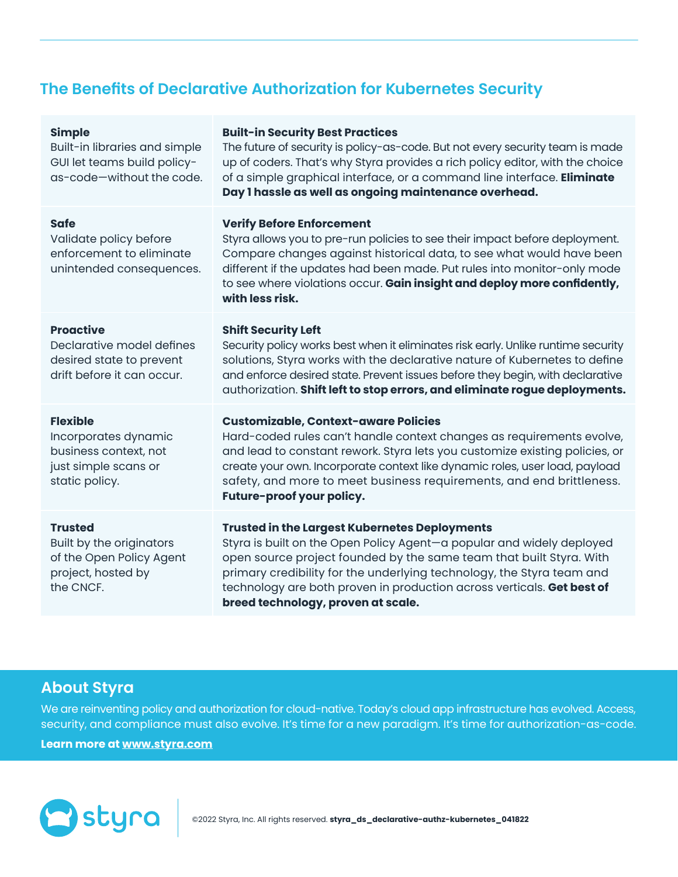## The Benefits of Declarative Authorization for Kubernetes Security

| | |
|---|---|
| **Simple**<br>Built-in libraries and simple GUI let teams build policy-as-code—without the code. | **Built-in Security Best Practices**<br>The future of security is policy-as-code. But not every security team is made up of coders. That's why Styra provides a rich policy editor, with the choice of a simple graphical interface, or a command line interface. **Eliminate Day 1 hassle as well as ongoing maintenance overhead.** |
| **Safe**<br>Validate policy before enforcement to eliminate unintended consequences. | **Verify Before Enforcement**<br>Styra allows you to pre-run policies to see their impact before deployment. Compare changes against historical data, to see what would have been different if the updates had been made. Put rules into monitor-only mode to see where violations occur. **Gain insight and deploy more confidently, with less risk.** |
| **Proactive**<br>Declarative model defines desired state to prevent drift before it can occur. | **Shift Security Left**<br>Security policy works best when it eliminates risk early. Unlike runtime security solutions, Styra works with the declarative nature of Kubernetes to define and enforce desired state. Prevent issues before they begin, with declarative authorization. **Shift left to stop errors, and eliminate rogue deployments.** |
| **Flexible**<br>Incorporates dynamic business context, not just simple scans or static policy. | **Customizable, Context-aware Policies**<br>Hard-coded rules can't handle context changes as requirements evolve, and lead to constant rework. Styra lets you customize existing policies, or create your own. Incorporate context like dynamic roles, user load, payload safety, and more to meet business requirements, and end brittleness. **Future-proof your policy.** |
| **Trusted**<br>Built by the originators of the Open Policy Agent project, hosted by the CNCF. | **Trusted in the Largest Kubernetes Deployments**<br>Styra is built on the Open Policy Agent—a popular and widely deployed open source project founded by the same team that built Styra. With primary credibility for the underlying technology, the Styra team and technology are both proven in production across verticals. **Get best of breed technology, proven at scale.** |

## About Styra

We are reinventing policy and authorization for cloud-native. Today's cloud app infrastructure has evolved. Access, security, and compliance must also evolve. It's time for a new paradigm. It's time for authorization-as-code.

**Learn more at www.styra.com**

styra

©2022 Styra, Inc. All rights reserved. **styra_ds_declarative-authz-kubernetes_041822**